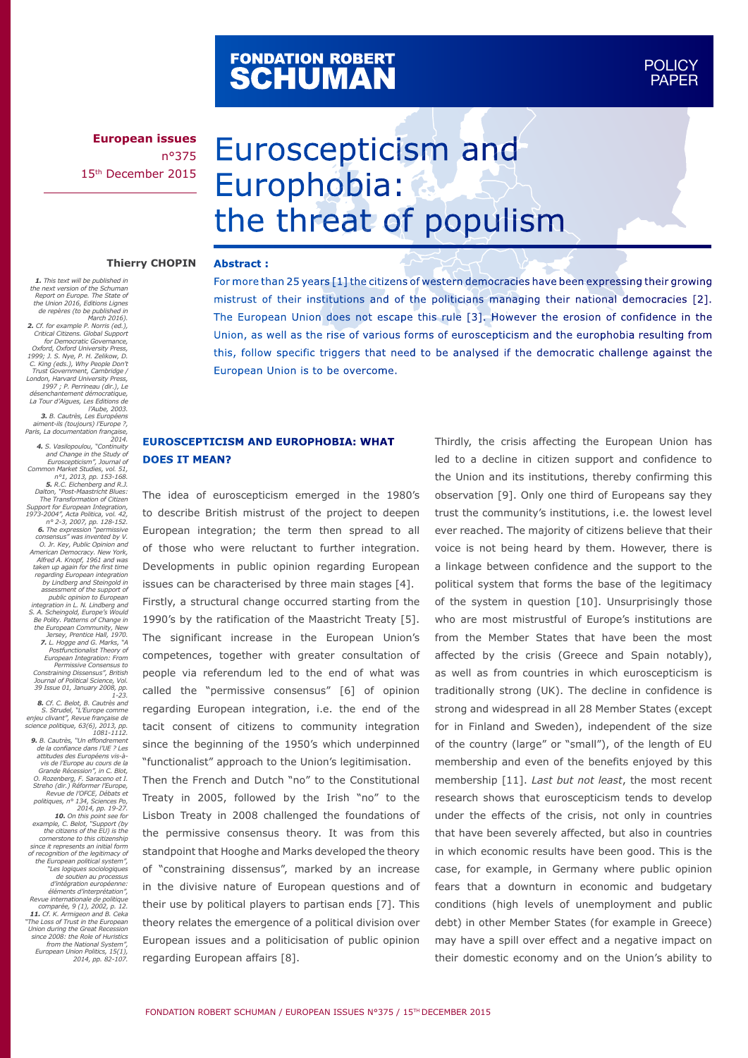FONDATION ROBERT SCHUMAN

POLICY PAPER

**European issues**
n°375
15th December 2015

# Euroscepticism and Europhobia: the threat of populism

**Thierry CHOPIN**

**Abstract :**

For more than 25 years [1] the citizens of western democracies have been expressing their growing mistrust of their institutions and of the politicians managing their national democracies [2]. The European Union does not escape this rule [3]. However the erosion of confidence in the Union, as well as the rise of various forms of euroscepticism and the europhobia resulting from this, follow specific triggers that need to be analysed if the democratic challenge against the European Union is to be overcome.

## EUROSCEPTICISM AND EUROPHOBIA: WHAT DOES IT MEAN?

The idea of euroscepticism emerged in the 1980's to describe British mistrust of the project to deepen European integration; the term then spread to all of those who were reluctant to further integration. Developments in public opinion regarding European issues can be characterised by three main stages [4].

Firstly, a structural change occurred starting from the 1990's by the ratification of the Maastricht Treaty [5]. The significant increase in the European Union's competences, together with greater consultation of people via referendum led to the end of what was called the "permissive consensus" [6] of opinion regarding European integration, i.e. the end of the tacit consent of citizens to community integration since the beginning of the 1950's which underpinned "functionalist" approach to the Union's legitimisation.

Then the French and Dutch "no" to the Constitutional Treaty in 2005, followed by the Irish "no" to the Lisbon Treaty in 2008 challenged the foundations of the permissive consensus theory. It was from this standpoint that Hooghe and Marks developed the theory of "constraining dissensus", marked by an increase in the divisive nature of European questions and of their use by political players to partisan ends [7]. This theory relates the emergence of a political division over European issues and a politicisation of public opinion regarding European affairs [8].

Thirdly, the crisis affecting the European Union has led to a decline in citizen support and confidence to the Union and its institutions, thereby confirming this observation [9]. Only one third of Europeans say they trust the community's institutions, i.e. the lowest level ever reached. The majority of citizens believe that their voice is not being heard by them. However, there is a linkage between confidence and the support to the political system that forms the base of the legitimacy of the system in question [10]. Unsurprisingly those who are most mistrustful of Europe's institutions are from the Member States that have been the most affected by the crisis (Greece and Spain notably), as well as from countries in which euroscepticism is traditionally strong (UK). The decline in confidence is strong and widespread in all 28 Member States (except for in Finland and Sweden), independent of the size of the country (large" or "small"), of the length of EU membership and even of the benefits enjoyed by this membership [11]. *Last but not least*, the most recent research shows that euroscepticism tends to develop under the effects of the crisis, not only in countries that have been severely affected, but also in countries in which economic results have been good. This is the case, for example, in Germany where public opinion fears that a downturn in economic and budgetary conditions (high levels of unemployment and public debt) in other Member States (for example in Greece) may have a spill over effect and a negative impact on their domestic economy and on the Union's ability to

---

*1. This text will be published in the next version of the Schuman Report on Europe. The State of the Union 2016, Editions Lignes de repères (to be published in March 2016).*

*2. Cf. for example P. Norris (ed.), Critical Citizens. Global Support for Democratic Governance, Oxford, Oxford University Press, 1999; J. S. Nye, P. H. Zelikow, D. C. King (eds.), Why People Don't Trust Government, Cambridge / London, Harvard University Press, 1997 ; P. Perrineau (dir.), Le désenchantement démocratique, La Tour d'Aigues, Les Editions de l'Aube, 2003.*

*3. B. Cautrès, Les Européens aiment-ils (toujours) l'Europe ?, Paris, La documentation française, 2014.*

*4. S. Vasilopoulou, "Continuity and Change in the Study of Euroscepticism", Journal of Common Market Studies, vol. 51, n°1, 2013, pp. 153-168.*

*5. R.C. Eichenberg and R.J. Dalton, "Post-Maastricht Blues: The Transformation of Citizen Support for European Integration, 1973-2004", Acta Politica, vol. 42, n° 2-3, 2007, pp. 128-152.*

*6. The expression "permissive consensus" was invented by V. O. Jr. Key, Public Opinion and American Democracy. New York, Alfred A. Knopf, 1961 and was taken up again for the first time regarding European integration by Lindberg and Steingold in assessment of the support of public opinion to European integration in L. N. Lindberg and S. A. Scheingold, Europe's Would Be Polity. Patterns of Change in the European Community, New Jersey, Prentice Hall, 1970.*

*7. L. Hogge and G. Marks, "A Postfunctionalist Theory of European Integration: From Permissive Consensus to Constraining Dissensus", British Journal of Political Science, Vol. 39 Issue 01, January 2008, pp. 1-23.*

*8. Cf. C. Belot, B. Cautrès and S. Strudel, "L'Europe comme enjeu clivant", Revue française de science politique, 63(6), 2013, pp. 1081-1112.*

*9. B. Cautrès, "Un effondrement de la confiance dans l'UE ? Les attitudes des Européens vis-à-vis de l'Europe au cours de la Grande Récession", in C. Blot, O. Rozenberg, F. Saraceno et I. Streho (dir.) Réformer l'Europe, Revue de l'OFCE, Débats et politiques, n° 134, Sciences Po, 2014, pp. 19-27.*

*10. On this point see for example, C. Belot, "Support (by the citizens of the EU) is the cornerstone to this citizenship since it represents an initial form of recognition of the legitimacy of the European political system", "Les logiques sociologiques de soutien au processus d'intégration européenne: éléments d'interprétation", Revue internationale de politique comparée, 9 (1), 2002, p. 12.*

*11. Cf. K. Armigeon and B. Ceka "The Loss of Trust in the European Union during the Great Recession since 2008: the Role of Huristics from the National System", European Union Politics, 15(1), 2014, pp. 82-107.*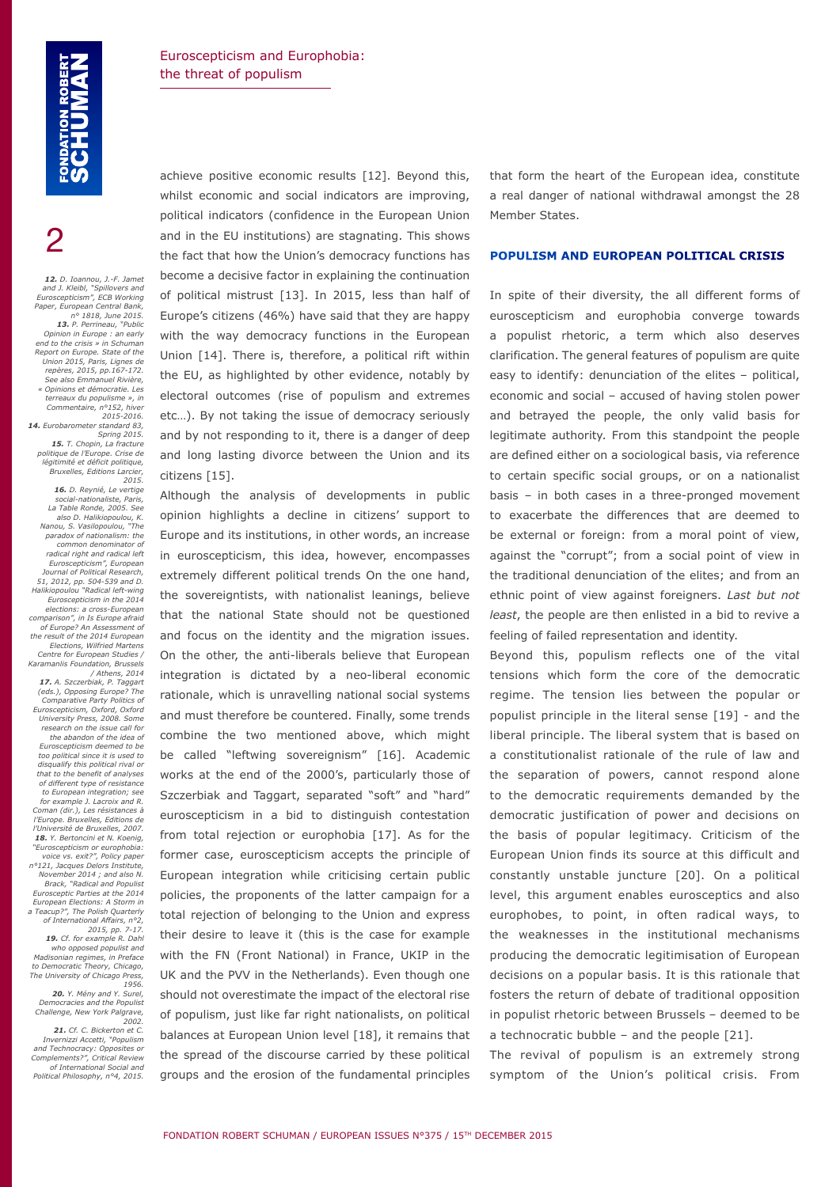achieve positive economic results [12]. Beyond this, whilst economic and social indicators are improving, political indicators (confidence in the European Union and in the EU institutions) are stagnating. This shows the fact that how the Union's democracy functions has become a decisive factor in explaining the continuation of political mistrust [13]. In 2015, less than half of Europe's citizens (46%) have said that they are happy with the way democracy functions in the European Union [14]. There is, therefore, a political rift within the EU, as highlighted by other evidence, notably by electoral outcomes (rise of populism and extremes etc…). By not taking the issue of democracy seriously and by not responding to it, there is a danger of deep and long lasting divorce between the Union and its citizens [15].

Although the analysis of developments in public opinion highlights a decline in citizens' support to Europe and its institutions, in other words, an increase in euroscepticism, this idea, however, encompasses extremely different political trends On the one hand, the sovereigntists, with nationalist leanings, believe that the national State should not be questioned and focus on the identity and the migration issues. On the other, the anti-liberals believe that European integration is dictated by a neo-liberal economic rationale, which is unravelling national social systems and must therefore be countered. Finally, some trends combine the two mentioned above, which might be called "leftwing sovereignism" [16]. Academic works at the end of the 2000's, particularly those of Szczerbiak and Taggart, separated "soft" and "hard" euroscepticism in a bid to distinguish contestation from total rejection or europhobia [17]. As for the former case, euroscepticism accepts the principle of European integration while criticising certain public policies, the proponents of the latter campaign for a total rejection of belonging to the Union and express their desire to leave it (this is the case for example with the FN (Front National) in France, UKIP in the UK and the PVV in the Netherlands). Even though one should not overestimate the impact of the electoral rise of populism, just like far right nationalists, on political balances at European Union level [18], it remains that the spread of the discourse carried by these political groups and the erosion of the fundamental principles that form the heart of the European idea, constitute a real danger of national withdrawal amongst the 28 Member States.

## POPULISM AND EUROPEAN POLITICAL CRISIS

In spite of their diversity, the all different forms of euroscepticism and europhobia converge towards a populist rhetoric, a term which also deserves clarification. The general features of populism are quite easy to identify: denunciation of the elites – political, economic and social – accused of having stolen power and betrayed the people, the only valid basis for legitimate authority. From this standpoint the people are defined either on a sociological basis, via reference to certain specific social groups, or on a nationalist basis – in both cases in a three-pronged movement to exacerbate the differences that are deemed to be external or foreign: from a moral point of view, against the "corrupt"; from a social point of view in the traditional denunciation of the elites; and from an ethnic point of view against foreigners. *Last but not least*, the people are then enlisted in a bid to revive a feeling of failed representation and identity.

Beyond this, populism reflects one of the vital tensions which form the core of the democratic regime. The tension lies between the popular or populist principle in the literal sense [19] - and the liberal principle. The liberal system that is based on a constitutionalist rationale of the rule of law and the separation of powers, cannot respond alone to the democratic requirements demanded by the democratic justification of power and decisions on the basis of popular legitimacy. Criticism of the European Union finds its source at this difficult and constantly unstable juncture [20]. On a political level, this argument enables eurosceptics and also europhobes, to point, in often radical ways, to the weaknesses in the institutional mechanisms producing the democratic legitimisation of European decisions on a popular basis. It is this rationale that fosters the return of debate of traditional opposition in populist rhetoric between Brussels – deemed to be a technocratic bubble – and the people [21].

The revival of populism is an extremely strong symptom of the Union's political crisis. From

---

*12. D. Ioannou, J.-F. Jamet and J. Kleibl, "Spillovers and Euroscepticism", ECB Working Paper, European Central Bank, n° 1818, June 2015.*

*13. P. Perrineau, "Public Opinion in Europe : an early end to the crisis » in Schuman Report on Europe. State of the Union 2015, Paris, Lignes de repères, 2015, pp.167-172. See also Emmanuel Rivière, « Opinions et démocratie. Les terreaux du populisme », in Commentaire, n°152, hiver 2015-2016.*

*14. Eurobarometer standard 83, Spring 2015.*

*15. T. Chopin, La fracture politique de l'Europe. Crise de légitimité et déficit politique, Bruxelles, Editions Larcier, 2015.*

*16. D. Reynié, Le vertige social-nationaliste, Paris, La Table Ronde, 2005. See also D. Halikiopoulou, K. Nanou, S. Vasilopoulou, "The paradox of nationalism: the common denominator of radical right and radical left Euroscepticism", European Journal of Political Research, 51, 2012, pp. 504-539 and D. Halikiopoulou "Radical left-wing Euroscepticism in the 2014 elections: a cross-European comparison", in Is Europe afraid of Europe? An Assessment of the result of the 2014 European Elections, Wilfried Martens Centre for European Studies / Karamanlis Foundation, Brussels / Athens, 2014*

*17. A. Szczerbiak, P. Taggart (eds.), Opposing Europe? The Comparative Party Politics of Euroscepticism, Oxford, Oxford University Press, 2008. Some research on the issue call for the abandon of the idea of Euroscepticism deemed to be too political since it is used to disqualify this political rival or that to the benefit of analyses of different type of resistance to European integration; see for example J. Lacroix and R. Coman (dir.), Les résistances à l'Europe. Bruxelles, Editions de l'Université de Bruxelles, 2007.*

*18. Y. Bertoncini et N. Koenig, "Euroscepticism or europhobia: voice vs. exit?", Policy paper n°121, Jacques Delors Institute, November 2014 ; and also N. Brack, "Radical and Populist Eurosceptic Parties at the 2014 European Elections: A Storm in a Teacup?", The Polish Quarterly of International Affairs, n°2, 2015, pp. 7-17.*

*19. Cf. for example R. Dahl who opposed populist and Madisonian regimes, in Preface to Democratic Theory, Chicago, The University of Chicago Press, 1956.*

*20. Y. Mény and Y. Surel, Democracies and the Populist Challenge, New York Palgrave, 2002.*

*21. Cf. C. Bickerton et C. Invernizzi Accetti, "Populism and Technocracy: Opposites or Complements?", Critical Review of International Social and Political Philosophy, n°4, 2015.*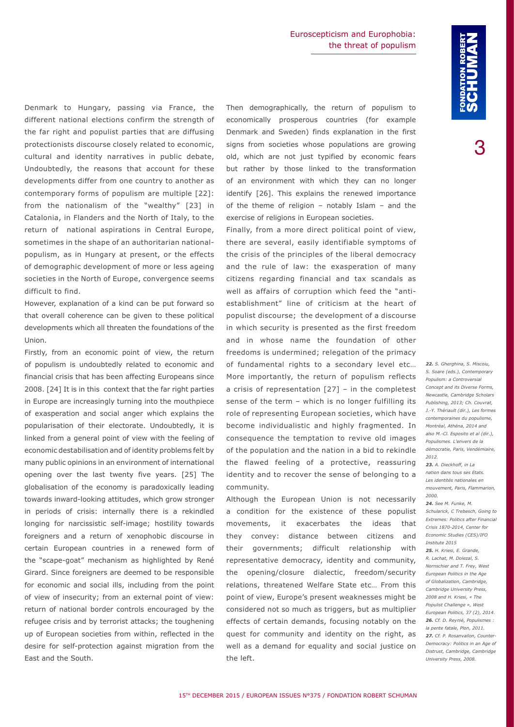Denmark to Hungary, passing via France, the different national elections confirm the strength of the far right and populist parties that are diffusing protectionists discourse closely related to economic, cultural and identity narratives in public debate, Undoubtedly, the reasons that account for these developments differ from one country to another as contemporary forms of populism are multiple [22]: from the nationalism of the "wealthy" [23] in Catalonia, in Flanders and the North of Italy, to the return of national aspirations in Central Europe, sometimes in the shape of an authoritarian national-populism, as in Hungary at present, or the effects of demographic development of more or less ageing societies in the North of Europe, convergence seems difficult to find.

However, explanation of a kind can be put forward so that overall coherence can be given to these political developments which all threaten the foundations of the Union.

Firstly, from an economic point of view, the return of populism is undoubtedly related to economic and financial crisis that has been affecting Europeans since 2008. [24] It is in this context that the far right parties in Europe are increasingly turning into the mouthpiece of exasperation and social anger which explains the popularisation of their electorate. Undoubtedly, it is linked from a general point of view with the feeling of economic destabilisation and of identity problems felt by many public opinions in an environment of international opening over the last twenty five years. [25] The globalisation of the economy is paradoxically leading towards inward-looking attitudes, which grow stronger in periods of crisis: internally there is a rekindled longing for narcissistic self-image; hostility towards foreigners and a return of xenophobic discourse in certain European countries in a renewed form of the "scape-goat" mechanism as highlighted by René Girard. Since foreigners are deemed to be responsible for economic and social ills, including from the point of view of insecurity; from an external point of view: return of national border controls encouraged by the refugee crisis and by terrorist attacks; the toughening up of European societies from within, reflected in the desire for self-protection against migration from the East and the South.

Then demographically, the return of populism to economically prosperous countries (for example Denmark and Sweden) finds explanation in the first signs from societies whose populations are growing old, which are not just typified by economic fears but rather by those linked to the transformation of an environment with which they can no longer identify [26]. This explains the renewed importance of the theme of religion – notably Islam – and the exercise of religions in European societies.

Finally, from a more direct political point of view, there are several, easily identifiable symptoms of the crisis of the principles of the liberal democracy and the rule of law: the exasperation of many citizens regarding financial and tax scandals as well as affairs of corruption which feed the "anti-establishment" line of criticism at the heart of populist discourse; the development of a discourse in which security is presented as the first freedom and in whose name the foundation of other freedoms is undermined; relegation of the primacy of fundamental rights to a secondary level etc… More importantly, the return of populism reflects a crisis of representation [27] – in the completest sense of the term – which is no longer fulfilling its role of representing European societies, which have become individualistic and highly fragmented. In consequence the temptation to revive old images of the population and the nation in a bid to rekindle the flawed feeling of a protective, reassuring identity and to recover the sense of belonging to a community.

Although the European Union is not necessarily a condition for the existence of these populist movements, it exacerbates the ideas that they convey: distance between citizens and their governments; difficult relationship with representative democracy, identity and community, the opening/closure dialectic, freedom/security relations, threatened Welfare State etc… From this point of view, Europe's present weaknesses might be considered not so much as triggers, but as multiplier effects of certain demands, focusing notably on the quest for community and identity on the right, as well as a demand for equality and social justice on the left.

*22. S. Gherghina, S. Miscoiu, S. Soare (eds.), Contemporary Populism: a Controversial Concept and its Diverse Forms, Newcastle, Cambridge Scholars Publishing, 2013; Ch. Couvrat, J.-Y. Thériault (dir.), Les formes contemporaines du populisme, Montréal, Athéna, 2014 and also M.-Cl. Esposito et al (dir.), Populismes. L'envers de la démocratie, Paris, Vendémiaire, 2012.*

*23. A. Dieckhoff, in La nation dans tous ses Etats. Les identités nationales en mouvement, Paris, Flammarion, 2000.*

*24. See M. Funke, M. Schularick, C Trebesch, Going to Extremes: Politics after Financial Crisis 1870-2014, Center for Economic Studies (CES)/IFO Institute 2015*

*25. H. Kriesi, E. Grande, R. Lachat, M. Dolezal, S. Nornschier and T. Frey, West European Politics in the Age of Globalization, Cambridge, Cambridge University Press, 2008 and H. Kriesi, « The Populist Challenge », West European Politics, 37 (2), 2014.*

*26. Cf. D. Reynié, Populismes : la pente fatale, Plon, 2011.*

*27. Cf. P. Rosanvallon, Counter-Democracy: Politics in an Age of Distrust, Cambridge, Cambridge University Press, 2008.*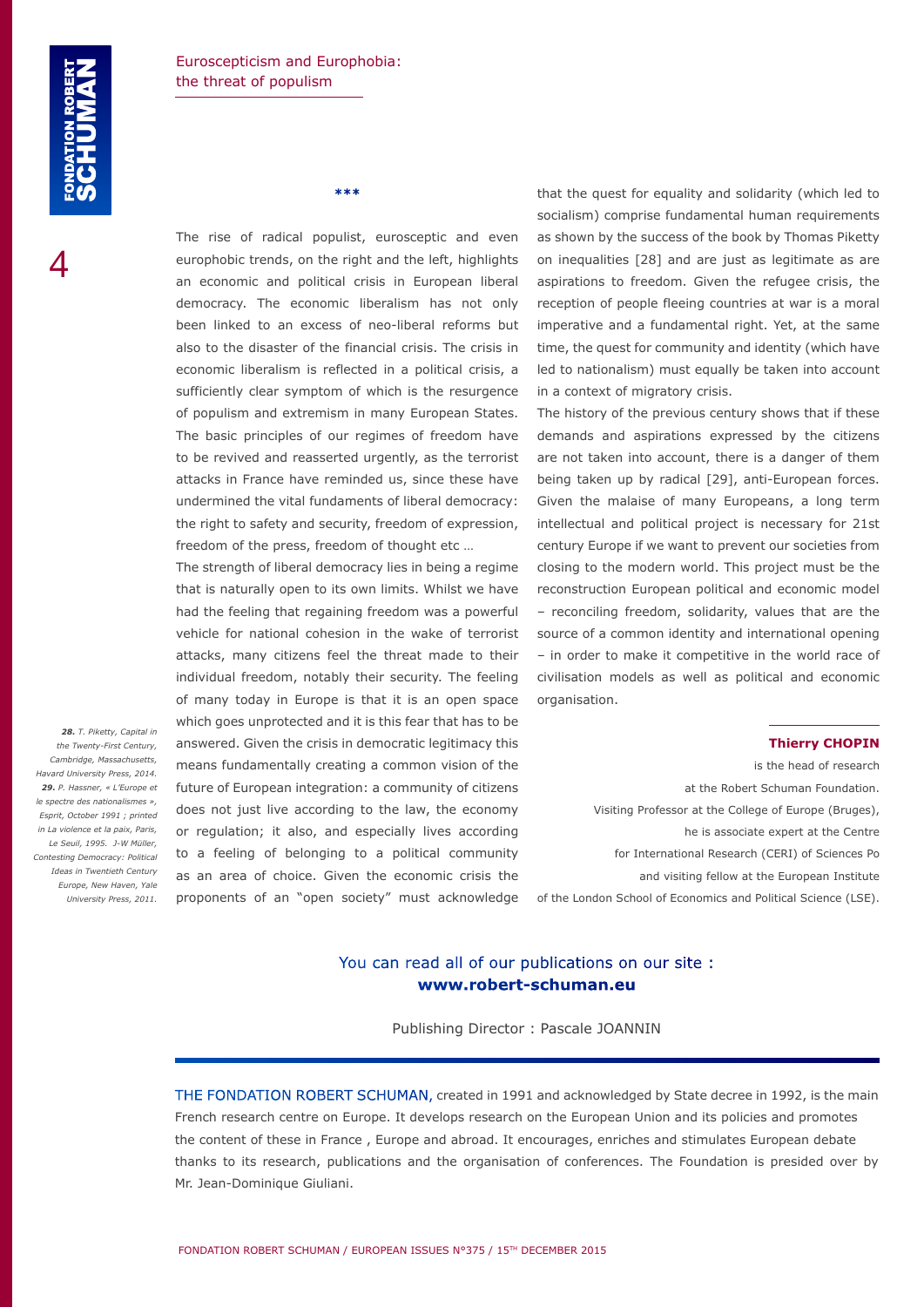\*\*\*

The rise of radical populist, eurosceptic and even europhobic trends, on the right and the left, highlights an economic and political crisis in European liberal democracy. The economic liberalism has not only been linked to an excess of neo-liberal reforms but also to the disaster of the financial crisis. The crisis in economic liberalism is reflected in a political crisis, a sufficiently clear symptom of which is the resurgence of populism and extremism in many European States. The basic principles of our regimes of freedom have to be revived and reasserted urgently, as the terrorist attacks in France have reminded us, since these have undermined the vital fundaments of liberal democracy: the right to safety and security, freedom of expression, freedom of the press, freedom of thought etc …

The strength of liberal democracy lies in being a regime that is naturally open to its own limits. Whilst we have had the feeling that regaining freedom was a powerful vehicle for national cohesion in the wake of terrorist attacks, many citizens feel the threat made to their individual freedom, notably their security. The feeling of many today in Europe is that it is an open space which goes unprotected and it is this fear that has to be answered. Given the crisis in democratic legitimacy this means fundamentally creating a common vision of the future of European integration: a community of citizens does not just live according to the law, the economy or regulation; it also, and especially lives according to a feeling of belonging to a political community as an area of choice. Given the economic crisis the proponents of an "open society" must acknowledge that the quest for equality and solidarity (which led to socialism) comprise fundamental human requirements as shown by the success of the book by Thomas Piketty on inequalities [28] and are just as legitimate as are aspirations to freedom. Given the refugee crisis, the reception of people fleeing countries at war is a moral imperative and a fundamental right. Yet, at the same time, the quest for community and identity (which have led to nationalism) must equally be taken into account in a context of migratory crisis.

The history of the previous century shows that if these demands and aspirations expressed by the citizens are not taken into account, there is a danger of them being taken up by radical [29], anti-European forces. Given the malaise of many Europeans, a long term intellectual and political project is necessary for 21st century Europe if we want to prevent our societies from closing to the modern world. This project must be the reconstruction European political and economic model – reconciling freedom, solidarity, values that are the source of a common identity and international opening – in order to make it competitive in the world race of civilisation models as well as political and economic organisation.

**Thierry CHOPIN**

is the head of research at the Robert Schuman Foundation. Visiting Professor at the College of Europe (Bruges), he is associate expert at the Centre for International Research (CERI) of Sciences Po and visiting fellow at the European Institute of the London School of Economics and Political Science (LSE).

*28. T. Piketty, Capital in the Twenty-First Century, Cambridge, Massachusetts, Havard University Press, 2014.*

*29. P. Hassner, « L'Europe et le spectre des nationalismes », Esprit, October 1991 ; printed in La violence et la paix, Paris, Le Seuil, 1995. J-W Müller, Contesting Democracy: Political Ideas in Twentieth Century Europe, New Haven, Yale University Press, 2011.*

You can read all of our publications on our site :
**www.robert-schuman.eu**

Publishing Director : Pascale JOANNIN

THE FONDATION ROBERT SCHUMAN, created in 1991 and acknowledged by State decree in 1992, is the main French research centre on Europe. It develops research on the European Union and its policies and promotes the content of these in France , Europe and abroad. It encourages, enriches and stimulates European debate thanks to its research, publications and the organisation of conferences. The Foundation is presided over by Mr. Jean-Dominique Giuliani.